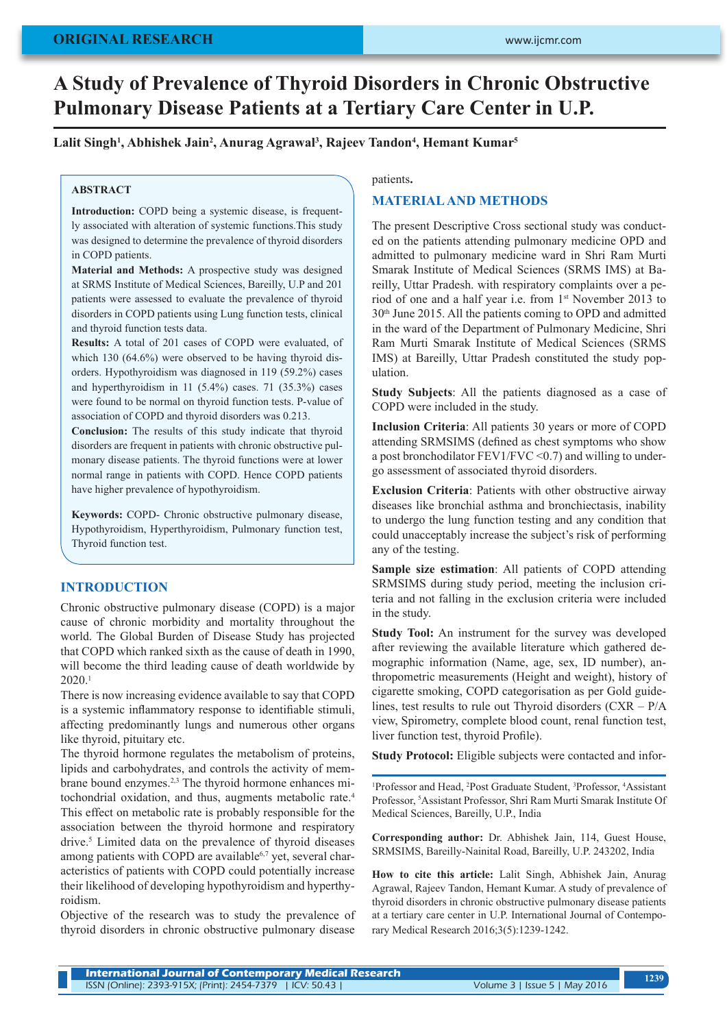ORIGINAL RESEARCH

# A Study of Prevalence of Thyroid Disorders in Chronic Obstructive Pulmonary Disease Patients at a Tertiary Care Center in U.P.

**Lalit Singh[1], Abhishek Jain[2], Anurag Agrawal[3], Rajeev Tandon[4], Hemant Kumar[5]**

## ABSTRACT

**Introduction:** COPD being a systemic disease, is frequently associated with alteration of systemic functions.This study was designed to determine the prevalence of thyroid disorders in COPD patients.

**Material and Methods:** A prospective study was designed at SRMS Institute of Medical Sciences, Bareilly, U.P and 201 patients were assessed to evaluate the prevalence of thyroid disorders in COPD patients using Lung function tests, clinical and thyroid function tests data.

**Results:** A total of 201 cases of COPD were evaluated, of which 130 (64.6%) were observed to be having thyroid disorders. Hypothyroidism was diagnosed in 119 (59.2%) cases and hyperthyroidism in 11 (5.4%) cases. 71 (35.3%) cases were found to be normal on thyroid function tests. P-value of association of COPD and thyroid disorders was 0.213.

**Conclusion:** The results of this study indicate that thyroid disorders are frequent in patients with chronic obstructive pulmonary disease patients. The thyroid functions were at lower normal range in patients with COPD. Hence COPD patients have higher prevalence of hypothyroidism.

**Keywords:** COPD- Chronic obstructive pulmonary disease, Hypothyroidism, Hyperthyroidism, Pulmonary function test, Thyroid function test.

## INTRODUCTION

Chronic obstructive pulmonary disease (COPD) is a major cause of chronic morbidity and mortality throughout the world. The Global Burden of Disease Study has projected that COPD which ranked sixth as the cause of death in 1990, will become the third leading cause of death worldwide by 2020.[1]

There is now increasing evidence available to say that COPD is a systemic inflammatory response to identifiable stimuli, affecting predominantly lungs and numerous other organs like thyroid, pituitary etc.

The thyroid hormone regulates the metabolism of proteins, lipids and carbohydrates, and controls the activity of membrane bound enzymes.[2,3] The thyroid hormone enhances mitochondrial oxidation, and thus, augments metabolic rate.[4] This effect on metabolic rate is probably responsible for the association between the thyroid hormone and respiratory drive.[5] Limited data on the prevalence of thyroid diseases among patients with COPD are available[6,7] yet, several characteristics of patients with COPD could potentially increase their likelihood of developing hypothyroidism and hyperthyroidism.

Objective of the research was to study the prevalence of thyroid disorders in chronic obstructive pulmonary disease patients.

## MATERIAL AND METHODS

The present Descriptive Cross sectional study was conducted on the patients attending pulmonary medicine OPD and admitted to pulmonary medicine ward in Shri Ram Murti Smarak Institute of Medical Sciences (SRMS IMS) at Bareilly, Uttar Pradesh. with respiratory complaints over a period of one and a half year i.e. from 1[st] November 2013 to 30[th] June 2015. All the patients coming to OPD and admitted in the ward of the Department of Pulmonary Medicine, Shri Ram Murti Smarak Institute of Medical Sciences (SRMS IMS) at Bareilly, Uttar Pradesh constituted the study population.

**Study Subjects**: All the patients diagnosed as a case of COPD were included in the study.

**Inclusion Criteria**: All patients 30 years or more of COPD attending SRMSIMS (defined as chest symptoms who show a post bronchodilator FEV1/FVC <0.7) and willing to undergo assessment of associated thyroid disorders.

**Exclusion Criteria**: Patients with other obstructive airway diseases like bronchial asthma and bronchiectasis, inability to undergo the lung function testing and any condition that could unacceptably increase the subject's risk of performing any of the testing.

**Sample size estimation**: All patients of COPD attending SRMSIMS during study period, meeting the inclusion criteria and not falling in the exclusion criteria were included in the study.

**Study Tool:** An instrument for the survey was developed after reviewing the available literature which gathered demographic information (Name, age, sex, ID number), anthropometric measurements (Height and weight), history of cigarette smoking, COPD categorisation as per Gold guidelines, test results to rule out Thyroid disorders (CXR – P/A view, Spirometry, complete blood count, renal function test, liver function test, thyroid Profile).

**Study Protocol:** Eligible subjects were contacted and infor-

[1]Professor and Head, [2]Post Graduate Student, [3]Professor, [4]Assistant Professor, [5]Assistant Professor, Shri Ram Murti Smarak Institute Of Medical Sciences, Bareilly, U.P., India

**Corresponding author:** Dr. Abhishek Jain, 114, Guest House, SRMSIMS, Bareilly-Nainital Road, Bareilly, U.P. 243202, India

**How to cite this article:** Lalit Singh, Abhishek Jain, Anurag Agrawal, Rajeev Tandon, Hemant Kumar. A study of prevalence of thyroid disorders in chronic obstructive pulmonary disease patients at a tertiary care center in U.P. International Journal of Contemporary Medical Research 2016;3(5):1239-1242.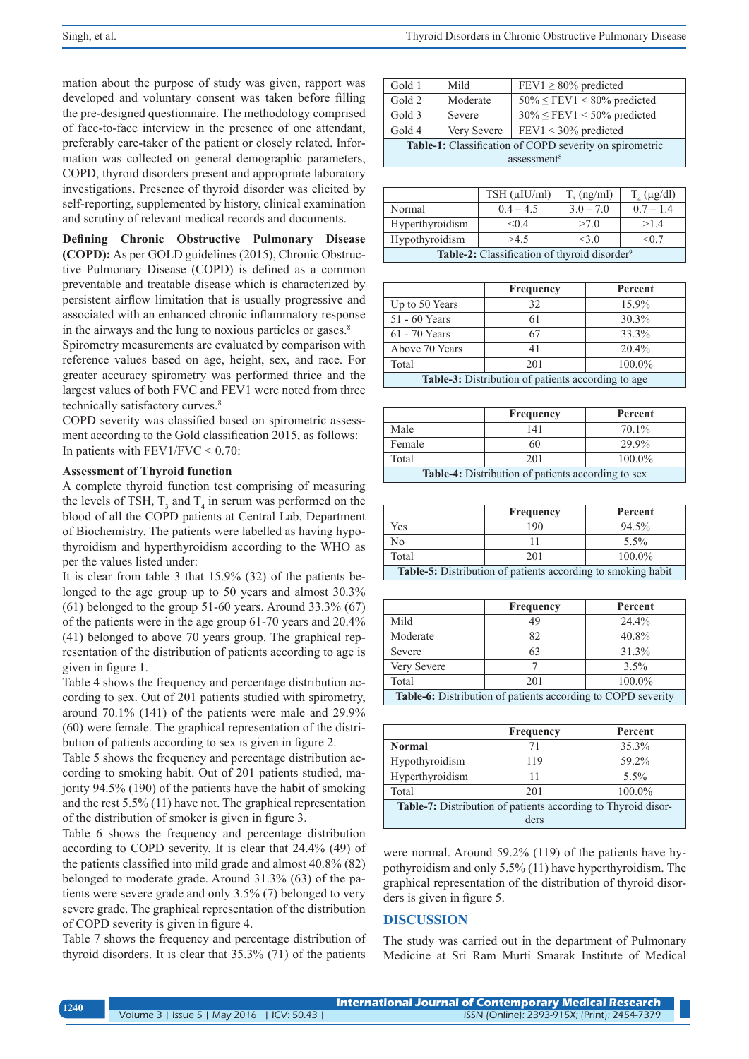mation about the purpose of study was given, rapport was developed and voluntary consent was taken before filling the pre-designed questionnaire. The methodology comprised of face-to-face interview in the presence of one attendant, preferably care-taker of the patient or closely related. Information was collected on general demographic parameters, COPD, thyroid disorders present and appropriate laboratory investigations. Presence of thyroid disorder was elicited by self-reporting, supplemented by history, clinical examination and scrutiny of relevant medical records and documents.

**Defining Chronic Obstructive Pulmonary Disease (COPD):** As per GOLD guidelines (2015), Chronic Obstructive Pulmonary Disease (COPD) is defined as a common preventable and treatable disease which is characterized by persistent airflow limitation that is usually progressive and associated with an enhanced chronic inflammatory response in the airways and the lung to noxious particles or gases.[8]

Spirometry measurements are evaluated by comparison with reference values based on age, height, sex, and race. For greater accuracy spirometry was performed thrice and the largest values of both FVC and FEV1 were noted from three technically satisfactory curves.[8]

COPD severity was classified based on spirometric assessment according to the Gold classification 2015, as follows: In patients with FEV1/FVC < 0.70:

| | | |
|---|---|---|
| Gold 1 | Mild | FEV1 ≥ 80% predicted |
| Gold 2 | Moderate | 50% ≤ FEV1 < 80% predicted |
| Gold 3 | Severe | 30% ≤ FEV1 < 50% predicted |
| Gold 4 | Very Severe | FEV1 < 30% predicted |

**Table-1:** Classification of COPD severity on spirometric assessment[8]

### Assessment of Thyroid function

A complete thyroid function test comprising of measuring the levels of TSH, $T_3$ and $T_4$ in serum was performed on the blood of all the COPD patients at Central Lab, Department of Biochemistry. The patients were labelled as having hypothyroidism and hyperthyroidism according to the WHO as per the values listed under:

| | TSH (µIU/ml) | $T_3$ (ng/ml) | $T_4$ (µg/dl) |
|---|---|---|---|
| Normal | 0.4 – 4.5 | 3.0 – 7.0 | 0.7 – 1.4 |
| Hyperthyroidism | <0.4 | >7.0 | >1.4 |
| Hypothyroidism | >4.5 | <3.0 | <0.7 |

**Table-2:** Classification of thyroid disorder[9]

It is clear from table 3 that 15.9% (32) of the patients belonged to the age group up to 50 years and almost 30.3% (61) belonged to the group 51-60 years. Around 33.3% (67) of the patients were in the age group 61-70 years and 20.4% (41) belonged to above 70 years group. The graphical representation of the distribution of patients according to age is given in figure 1.

| | Frequency | Percent |
|---|---|---|
| Up to 50 Years | 32 | 15.9% |
| 51 - 60 Years | 61 | 30.3% |
| 61 - 70 Years | 67 | 33.3% |
| Above 70 Years | 41 | 20.4% |
| Total | 201 | 100.0% |

**Table-3:** Distribution of patients according to age

Table 4 shows the frequency and percentage distribution according to sex. Out of 201 patients studied with spirometry, around 70.1% (141) of the patients were male and 29.9% (60) were female. The graphical representation of the distribution of patients according to sex is given in figure 2.

| | Frequency | Percent |
|---|---|---|
| Male | 141 | 70.1% |
| Female | 60 | 29.9% |
| Total | 201 | 100.0% |

**Table-4:** Distribution of patients according to sex

Table 5 shows the frequency and percentage distribution according to smoking habit. Out of 201 patients studied, majority 94.5% (190) of the patients have the habit of smoking and the rest 5.5% (11) have not. The graphical representation of the distribution of smoker is given in figure 3.

| | Frequency | Percent |
|---|---|---|
| Yes | 190 | 94.5% |
| No | 11 | 5.5% |
| Total | 201 | 100.0% |

**Table-5:** Distribution of patients according to smoking habit

Table 6 shows the frequency and percentage distribution according to COPD severity. It is clear that 24.4% (49) of the patients classified into mild grade and almost 40.8% (82) belonged to moderate grade. Around 31.3% (63) of the patients were severe grade and only 3.5% (7) belonged to very severe grade. The graphical representation of the distribution of COPD severity is given in figure 4.

| | Frequency | Percent |
|---|---|---|
| Mild | 49 | 24.4% |
| Moderate | 82 | 40.8% |
| Severe | 63 | 31.3% |
| Very Severe | 7 | 3.5% |
| Total | 201 | 100.0% |

**Table-6:** Distribution of patients according to COPD severity

Table 7 shows the frequency and percentage distribution of thyroid disorders. It is clear that 35.3% (71) of the patients were normal. Around 59.2% (119) of the patients have hypothyroidism and only 5.5% (11) have hyperthyroidism. The graphical representation of the distribution of thyroid disorders is given in figure 5.

| | Frequency | Percent |
|---|---|---|
| **Normal** | 71 | 35.3% |
| Hypothyroidism | 119 | 59.2% |
| Hyperthyroidism | 11 | 5.5% |
| Total | 201 | 100.0% |

**Table-7:** Distribution of patients according to Thyroid disorders

## DISCUSSION

The study was carried out in the department of Pulmonary Medicine at Sri Ram Murti Smarak Institute of Medical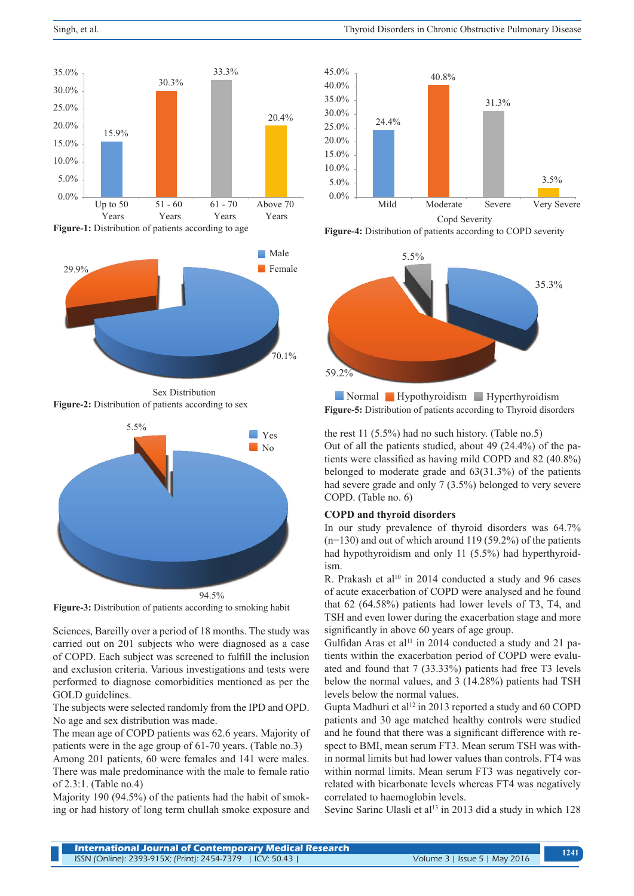Figure-1: Distribution of patients according to age

Figure-2: Distribution of patients according to sex

Figure-3: Distribution of patients according to smoking habit

Sciences, Bareilly over a period of 18 months. The study was carried out on 201 subjects who were diagnosed as a case of COPD. Each subject was screened to fulfill the inclusion and exclusion criteria. Various investigations and tests were performed to diagnose comorbidities mentioned as per the GOLD guidelines.

The subjects were selected randomly from the IPD and OPD. No age and sex distribution was made.

The mean age of COPD patients was 62.6 years. Majority of patients were in the age group of 61-70 years. (Table no.3)

Among 201 patients, 60 were females and 141 were males. There was male predominance with the male to female ratio of 2.3:1. (Table no.4)

Majority 190 (94.5%) of the patients had the habit of smoking or had history of long term chullah smoke exposure and the rest 11 (5.5%) had no such history. (Table no.5)

Figure-4: Distribution of patients according to COPD severity

Figure-5: Distribution of patients according to Thyroid disorders

Out of all the patients studied, about 49 (24.4%) of the patients were classified as having mild COPD and 82 (40.8%) belonged to moderate grade and 63(31.3%) of the patients had severe grade and only 7 (3.5%) belonged to very severe COPD. (Table no. 6)

### COPD and thyroid disorders

In our study prevalence of thyroid disorders was 64.7% (n=130) and out of which around 119 (59.2%) of the patients had hypothyroidism and only 11 (5.5%) had hyperthyroidism.

R. Prakash et al[10] in 2014 conducted a study and 96 cases of acute exacerbation of COPD were analysed and he found that 62 (64.58%) patients had lower levels of T3, T4, and TSH and even lower during the exacerbation stage and more significantly in above 60 years of age group.

Gulfidan Aras et al[11] in 2014 conducted a study and 21 patients within the exacerbation period of COPD were evaluated and found that 7 (33.33%) patients had free T3 levels below the normal values, and 3 (14.28%) patients had TSH levels below the normal values.

Gupta Madhuri et al[12] in 2013 reported a study and 60 COPD patients and 30 age matched healthy controls were studied and he found that there was a significant difference with respect to BMI, mean serum FT3. Mean serum TSH was within normal limits but had lower values than controls. FT4 was within normal limits. Mean serum FT3 was negatively correlated with bicarbonate levels whereas FT4 was negatively correlated to haemoglobin levels.

Sevinc Sarinc Ulasli et al[13] in 2013 did a study in which 128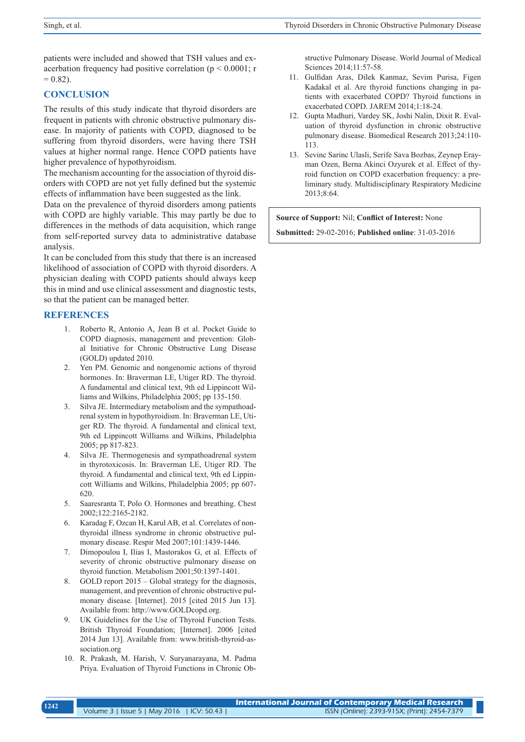patients were included and showed that TSH values and exacerbation frequency had positive correlation ($p < 0.0001$; $r = 0.82$).

## CONCLUSION

The results of this study indicate that thyroid disorders are frequent in patients with chronic obstructive pulmonary disease. In majority of patients with COPD, diagnosed to be suffering from thyroid disorders, were having there TSH values at higher normal range. Hence COPD patients have higher prevalence of hypothyroidism.

The mechanism accounting for the association of thyroid disorders with COPD are not yet fully defined but the systemic effects of inflammation have been suggested as the link.

Data on the prevalence of thyroid disorders among patients with COPD are highly variable. This may partly be due to differences in the methods of data acquisition, which range from self-reported survey data to administrative database analysis.

It can be concluded from this study that there is an increased likelihood of association of COPD with thyroid disorders. A physician dealing with COPD patients should always keep this in mind and use clinical assessment and diagnostic tests, so that the patient can be managed better.

## REFERENCES

1. Roberto R, Antonio A, Jean B et al. Pocket Guide to COPD diagnosis, management and prevention: Global Initiative for Chronic Obstructive Lung Disease (GOLD) updated 2010.
2. Yen PM. Genomic and nongenomic actions of thyroid hormones. In: Braverman LE, Utiger RD. The thyroid. A fundamental and clinical text, 9th ed Lippincott Williams and Wilkins, Philadelphia 2005; pp 135-150.
3. Silva JE. Intermediary metabolism and the sympathoadrenal system in hypothyroidism. In: Braverman LE, Utiger RD. The thyroid. A fundamental and clinical text, 9th ed Lippincott Williams and Wilkins, Philadelphia 2005; pp 817-823.
4. Silva JE. Thermogenesis and sympathoadrenal system in thyrotoxicosis. In: Braverman LE, Utiger RD. The thyroid. A fundamental and clinical text, 9th ed Lippincott Williams and Wilkins, Philadelphia 2005; pp 607-620.
5. Saaresranta T, Polo O. Hormones and breathing. Chest 2002;122:2165-2182.
6. Karadag F, Ozcan H, Karul AB, et al. Correlates of non-thyroidal illness syndrome in chronic obstructive pulmonary disease. Respir Med 2007;101:1439-1446.
7. Dimopoulou I, Ilias I, Mastorakos G, et al. Effects of severity of chronic obstructive pulmonary disease on thyroid function. Metabolism 2001;50:1397-1401.
8. GOLD report 2015 – Global strategy for the diagnosis, management, and prevention of chronic obstructive pulmonary disease. [Internet]. 2015 [cited 2015 Jun 13]. Available from: http://www.GOLDcopd.org.
9. UK Guidelines for the Use of Thyroid Function Tests. British Thyroid Foundation; [Internet]. 2006 [cited 2014 Jun 13]. Available from: www.british-thyroid-association.org
10. R. Prakash, M. Harish, V. Suryanarayana, M. Padma Priya. Evaluation of Thyroid Functions in Chronic Obstructive Pulmonary Disease. World Journal of Medical Sciences 2014;11:57-58.
11. Gulfidan Aras, Dilek Kanmaz, Sevim Purisa, Figen Kadakal et al. Are thyroid functions changing in patients with exacerbated COPD? Thyroid functions in exacerbated COPD. JAREM 2014;1:18-24.
12. Gupta Madhuri, Vardey SK, Joshi Nalin, Dixit R. Evaluation of thyroid dysfunction in chronic obstructive pulmonary disease. Biomedical Research 2013;24:110-113.
13. Sevinc Sarinc Ulasli, Serife Sava Bozbas, Zeynep Erayman Ozen, Berna Akinci Ozyurek et al. Effect of thyroid function on COPD exacerbation frequency: a preliminary study. Multidisciplinary Respiratory Medicine 2013;8:64.

**Source of Support:** Nil; **Conflict of Interest:** None

**Submitted:** 29-02-2016; **Published online**: 31-03-2016